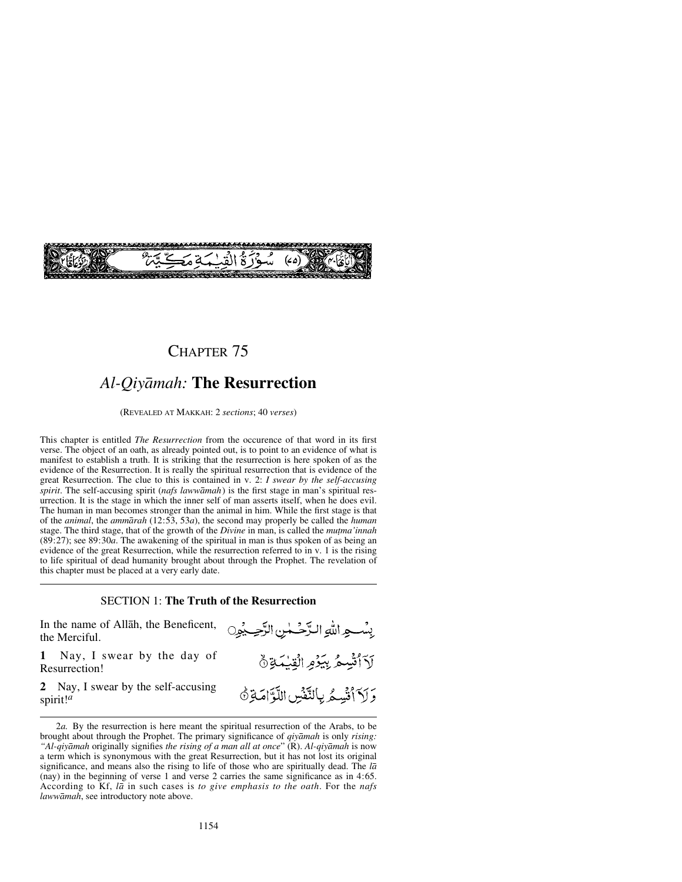سُوْرَةُ الْقِيٰمَةِ مَكِّيَّةٌ (٧٥)

# CHAPTER 75

## *Al-Qiyāmah:* **The Resurrection**

(REVEALED AT MAKKAH: 2 *sections*; 40 *verses*)

This chapter is entitled *The Resurrection* from the occurence of that word in its first verse. The object of an oath, as already pointed out, is to point to an evidence of what is manifest to establish a truth. It is striking that the resurrection is here spoken of as the evidence of the Resurrection. It is really the spiritual resurrection that is evidence of the great Resurrection. The clue to this is contained in v. 2: *I swear by the self-accusing spirit*. The self-accusing spirit (*nafs lawwāmah*) is the first stage in man's spiritual resurrection. It is the stage in which the inner self of man asserts itself, when he does evil. The human in man becomes stronger than the animal in him. While the first stage is that of the *animal*, the *ammārah* (12:53, 53*a*), the second may properly be called the *human* stage. The third stage, that of the growth of the *Divine* in man, is called the *muṭma'innah* (89:27); see 89:30*a*. The awakening of the spiritual in man is thus spoken of as being an evidence of the great Resurrection, while the resurrection referred to in v. 1 is the rising to life spiritual of dead humanity brought about through the Prophet. The revelation of this chapter must be placed at a very early date.

### SECTION 1: **The Truth of the Resurrection**

In the name of Allāh, the Beneficent, the Merciful.

بِسْمِ اللّٰهِ الرَّحْمٰنِ الرَّحِيْمِ

**1** Nay, I swear by the day of Resurrection!

لَآ اُقْسِمُ بِيَوْمِ الْقِيٰمَةِ ۙ

**2** Nay, I swear by the self-accusing spirit![a]

وَلَآ اُقْسِمُ بِالنَّفْسِ اللَّوَّامَةِ ؕ

---

2*a.* By the resurrection is here meant the spiritual resurrection of the Arabs, to be brought about through the Prophet. The primary significance of *qiyāmah* is only *rising: "Al-qiyāmah* originally signifies *the rising of a man all at once*" (R). *Al-qiyāmah* is now a term which is synonymous with the great Resurrection, but it has not lost its original significance, and means also the rising to life of those who are spiritually dead. The *lā* (nay) in the beginning of verse 1 and verse 2 carries the same significance as in 4:65. According to Kf, *lā* in such cases is *to give emphasis to the oath*. For the *nafs lawwāmah*, see introductory note above.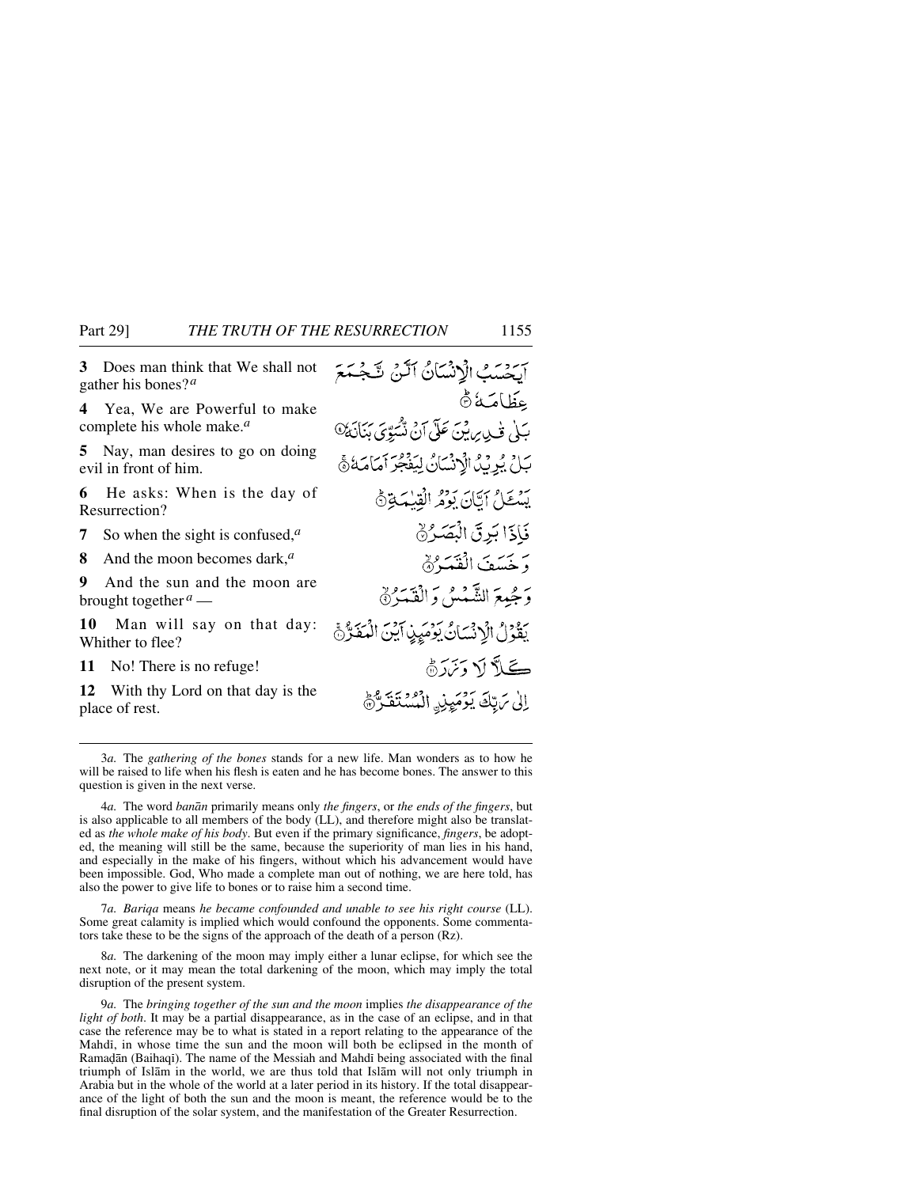**3** Does man think that We shall not gather his bones?[a]

اَيَحۡسَبُ الۡاِنۡسَانُ اَلَّنۡ نَّجۡمَعَ عِظَامَهٗ ؕ﴿۳﴾

**4** Yea, We are Powerful to make complete his whole make.[a]

بَلٰى قٰدِرِيۡنَ عَلٰۤى اَنۡ نُّسَوِّىَ بَنَانَهٗ ﴿۴﴾

**5** Nay, man desires to go on doing evil in front of him.

بَلۡ يُرِيۡدُ الۡاِنۡسَانُ لِيَفۡجُرَ اَمَامَهٗ ۚ﴿۵﴾

**6** He asks: When is the day of Resurrection?

يَسۡـَٔلُ اَيَّانَ يَوۡمُ الۡقِيٰمَةِ ؕ﴿۶﴾

**7** So when the sight is confused,[a]

فَاِذَا بَرِقَ الۡبَصَرُ ۙ﴿۷﴾

**8** And the moon becomes dark,[a]

وَخَسَفَ الۡقَمَرُ ۙ﴿۸﴾

**9** And the sun and the moon are brought together[a] —

وَجُمِعَ الشَّمۡسُ وَالۡقَمَرُ ۙ﴿۹﴾

**10** Man will say on that day: Whither to flee?

يَقُوۡلُ الۡاِنۡسَانُ يَوۡمَئِذٍ اَيۡنَ الۡمَفَرُّ ۚ﴿۱۰﴾

**11** No! There is no refuge!

كَلَّا لَا وَزَرَ ؕ﴿۱۱﴾

**12** With thy Lord on that day is the place of rest.

اِلٰى رَبِّكَ يَوۡمَئِذِ اۨلۡمُسۡتَقَرُّ ؕ﴿۱۲﴾

---

3*a.* The *gathering of the bones* stands for a new life. Man wonders as to how he will be raised to life when his flesh is eaten and he has become bones. The answer to this question is given in the next verse.

4*a.* The word *banān* primarily means only *the fingers*, or *the ends of the fingers*, but is also applicable to all members of the body (LL), and therefore might also be translated as *the whole make of his body*. But even if the primary significance, *fingers*, be adopted, the meaning will still be the same, because the superiority of man lies in his hand, and especially in the make of his fingers, without which his advancement would have been impossible. God, Who made a complete man out of nothing, we are here told, has also the power to give life to bones or to raise him a second time.

7*a. Bariqa* means *he became confounded and unable to see his right course* (LL). Some great calamity is implied which would confound the opponents. Some commentators take these to be the signs of the approach of the death of a person (Rz).

8*a.* The darkening of the moon may imply either a lunar eclipse, for which see the next note, or it may mean the total darkening of the moon, which may imply the total disruption of the present system.

9*a.* The *bringing together of the sun and the moon* implies *the disappearance of the light of both*. It may be a partial disappearance, as in the case of an eclipse, and in that case the reference may be to what is stated in a report relating to the appearance of the Mahdī, in whose time the sun and the moon will both be eclipsed in the month of Ramaḍān (Baihaqī). The name of the Messiah and Mahdī being associated with the final triumph of Islām in the world, we are thus told that Islām will not only triumph in Arabia but in the whole of the world at a later period in its history. If the total disappearance of the light of both the sun and the moon is meant, the reference would be to the final disruption of the solar system, and the manifestation of the Greater Resurrection.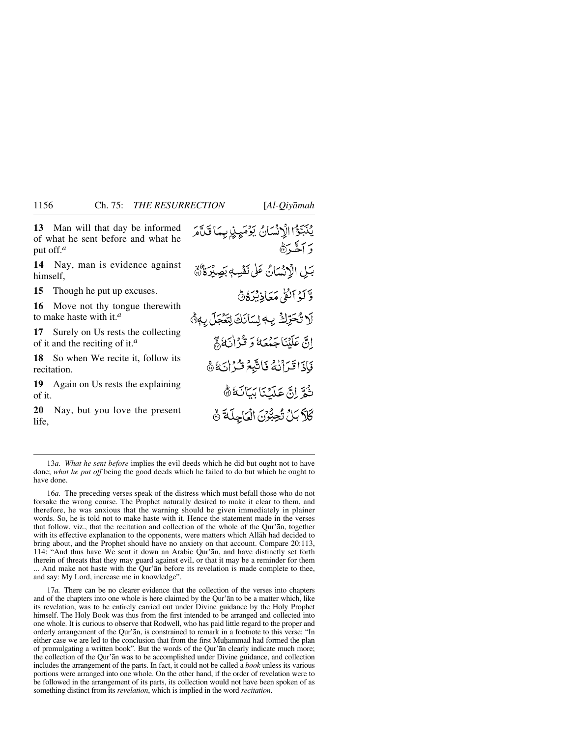**13** Man will that day be informed of what he sent before and what he put off.[a]

يُنَبَّؤُا الْإِنْسَانُ يَوْمَئِذٍ بِمَا قَدَّمَ وَأَخَّرَ ۝

**14** Nay, man is evidence against himself,

بَلِ الْإِنْسَانُ عَلَىٰ نَفْسِهِ بَصِيرَةٌ ۝

**15** Though he put up excuses.

وَلَوْ أَلْقَىٰ مَعَاذِيرَهُ ۝

**16** Move not thy tongue therewith to make haste with it.[a]

لَا تُحَرِّكْ بِهِ لِسَانَكَ لِتَعْجَلَ بِهِ ۝

**17** Surely on Us rests the collecting of it and the reciting of it.[a]

إِنَّ عَلَيْنَا جَمْعَهُ وَقُرْآنَهُ ۝

**18** So when We recite it, follow its recitation.

فَإِذَا قَرَأْنَاهُ فَاتَّبِعْ قُرْآنَهُ ۝

**19** Again on Us rests the explaining of it.

ثُمَّ إِنَّ عَلَيْنَا بَيَانَهُ ۝

**20** Nay, but you love the present life,

كَلَّا بَلْ تُحِبُّونَ الْعَاجِلَةَ ۝

---

13*a*. *What he sent before* implies the evil deeds which he did but ought not to have done; *what he put off* being the good deeds which he failed to do but which he ought to have done.

16*a*. The preceding verses speak of the distress which must befall those who do not forsake the wrong course. The Prophet naturally desired to make it clear to them, and therefore, he was anxious that the warning should be given immediately in plainer words. So, he is told not to make haste with it. Hence the statement made in the verses that follow, viz., that the recitation and collection of the whole of the Qur'ān, together with its effective explanation to the opponents, were matters which Allāh had decided to bring about, and the Prophet should have no anxiety on that account. Compare 20:113, 114: "And thus have We sent it down an Arabic Qur'ān, and have distinctly set forth therein of threats that they may guard against evil, or that it may be a reminder for them ... And make not haste with the Qur'ān before its revelation is made complete to thee, and say: My Lord, increase me in knowledge".

17*a*. There can be no clearer evidence that the collection of the verses into chapters and of the chapters into one whole is here claimed by the Qur'ān to be a matter which, like its revelation, was to be entirely carried out under Divine guidance by the Holy Prophet himself. The Holy Book was thus from the first intended to be arranged and collected into one whole. It is curious to observe that Rodwell, who has paid little regard to the proper and orderly arrangement of the Qur'ān, is constrained to remark in a footnote to this verse: "In either case we are led to the conclusion that from the first Muḥammad had formed the plan of promulgating a written book". But the words of the Qur'ān clearly indicate much more; the collection of the Qur'ān was to be accomplished under Divine guidance, and collection includes the arrangement of the parts. In fact, it could not be called a *book* unless its various portions were arranged into one whole. On the other hand, if the order of revelation were to be followed in the arrangement of its parts, its collection would not have been spoken of as something distinct from its *revelation*, which is implied in the word *recitation*.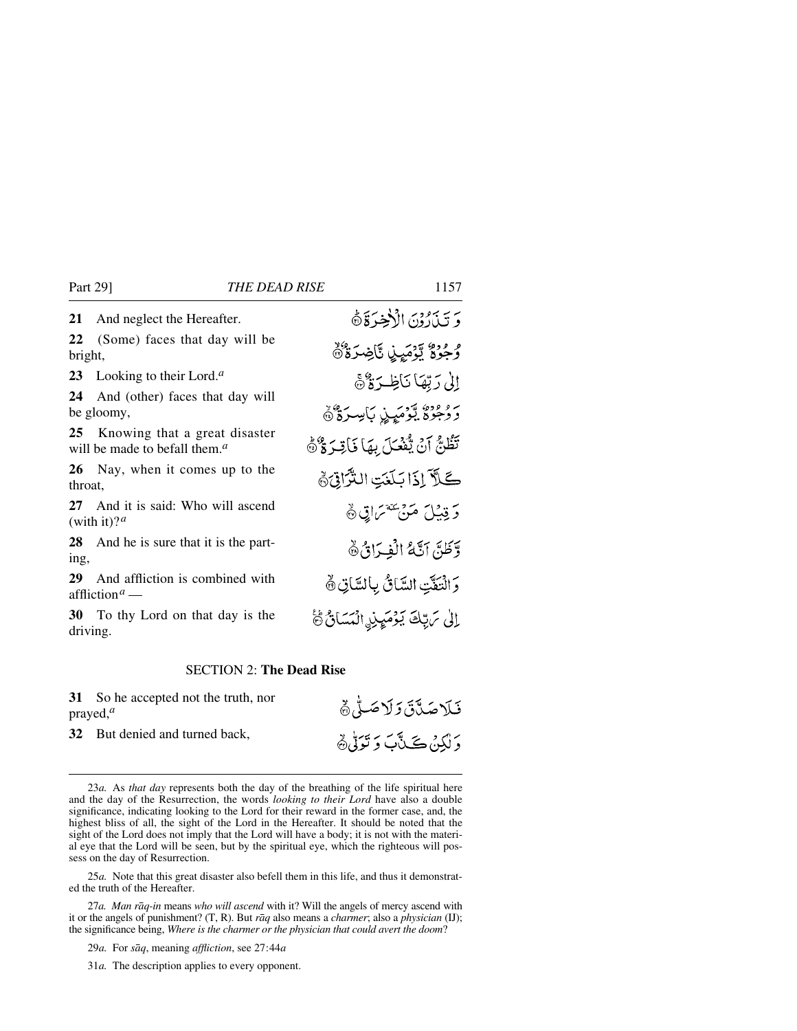**21** And neglect the Hereafter.

وَ تَذَرُوْنَ الْاٰخِرَةَ ﴿٢١﴾

**22** (Some) faces that day will be bright,

وُجُوْهٌ يَّوْمَئِذٍ نَّاضِرَةٌ ﴿٢٢﴾

**23** Looking to their Lord.[a]

اِلٰى رَبِّهَا نَاظِرَةٌ ﴿٢٣﴾

**24** And (other) faces that day will be gloomy,

وَ وُجُوْهٌ يَّوْمَئِذٍ بَاسِرَةٌ ﴿٢٤﴾

**25** Knowing that a great disaster will be made to befall them.[a]

تَظُنُّ اَنْ يُّفْعَلَ بِهَا فَاقِرَةٌ ﴿٢٥﴾

**26** Nay, when it comes up to the throat,

كَلَّاۤ اِذَا بَلَغَتِ التَّرَاقِيَ ﴿٢٦﴾

**27** And it is said: Who will ascend (with it)?[a]

وَ قِيْلَ مَنْ ٚ رَاقٍ ﴿٢٧﴾

**28** And he is sure that it is the parting,

وَّ ظَنَّ اَنَّهُ الْفِرَاقُ ﴿٢٨﴾

**29** And affliction is combined with affliction[a] —

وَ الْتَفَّتِ السَّاقُ بِالسَّاقِ ﴿٢٩﴾

**30** To thy Lord on that day is the driving.

اِلٰى رَبِّكَ يَوْمَئِذِ اِلْمَسَاقُ ﴿٣٠﴾

## SECTION 2: **The Dead Rise**

**31** So he accepted not the truth, nor prayed,[a]

فَلَا صَدَّقَ وَ لَا صَلّٰى ﴿٣١﴾

**32** But denied and turned back,

وَ لٰكِنْ كَذَّبَ وَ تَوَلّٰى ﴿٣٢﴾

---

23*a.* As *that day* represents both the day of the breathing of the life spiritual here and the day of the Resurrection, the words *looking to their Lord* have also a double significance, indicating looking to the Lord for their reward in the former case, and, the highest bliss of all, the sight of the Lord in the Hereafter. It should be noted that the sight of the Lord does not imply that the Lord will have a body; it is not with the material eye that the Lord will be seen, but by the spiritual eye, which the righteous will possess on the day of Resurrection.

25*a.* Note that this great disaster also befell them in this life, and thus it demonstrated the truth of the Hereafter.

27*a. Man rāq-in* means *who will ascend* with it? Will the angels of mercy ascend with it or the angels of punishment? (T, R). But *rāq* also means a *charmer*; also a *physician* (IJ); the significance being, *Where is the charmer or the physician that could avert the doom*?

29*a.* For *sāq*, meaning *affliction*, see 27:44*a*

31*a.* The description applies to every opponent.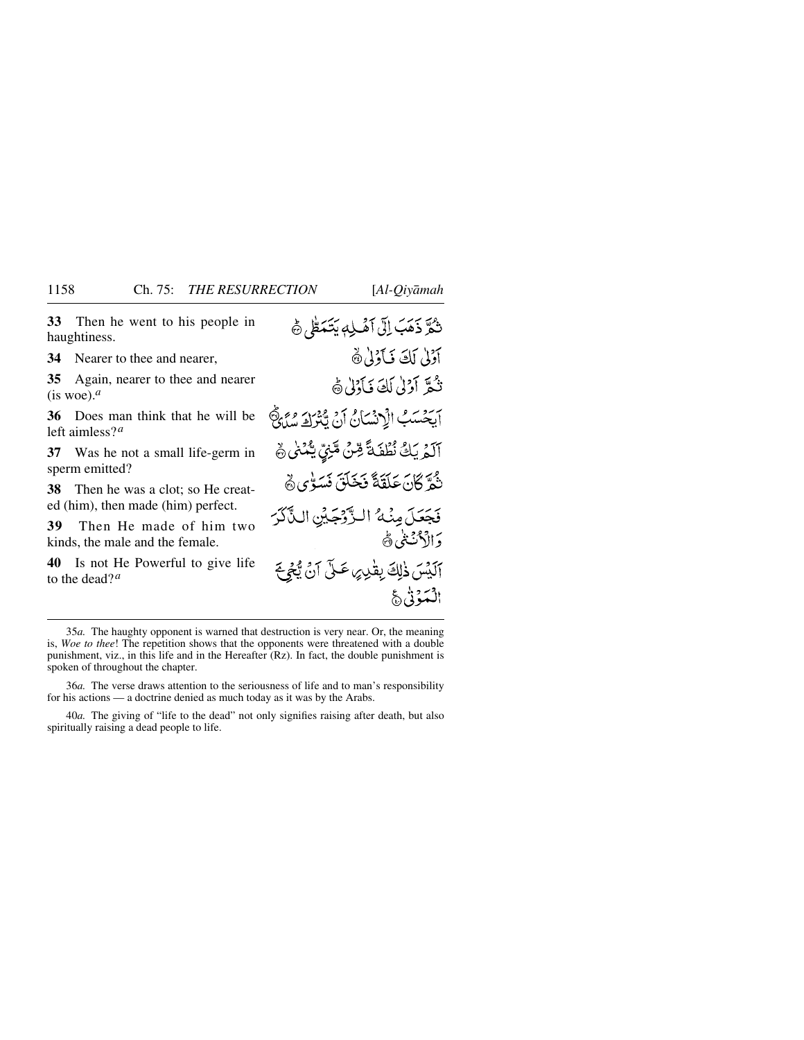**33** Then he went to his people in haughtiness.

ثُمَّ ذَهَبَ اِلٰۤى اَهۡلِهٖ يَتَمَطّٰى ؕ

**34** Nearer to thee and nearer,

اَوۡلٰى لَكَ فَاَوۡلٰى ۙ

**35** Again, nearer to thee and nearer (is woe).[a]

ثُمَّ اَوۡلٰى لَكَ فَاَوۡلٰى ؕ

**36** Does man think that he will be left aimless?[a]

اَيَحۡسَبُ الۡاِنۡسَانُ اَنۡ يُّتۡرَكَ سُدًى ؕ

**37** Was he not a small life-germ in sperm emitted?

اَلَمۡ يَكُ نُطۡفَةً مِّنۡ مَّنِىٍّ يُّمۡنٰى ۙ

**38** Then he was a clot; so He created (him), then made (him) perfect.

ثُمَّ كَانَ عَلَقَةً فَخَلَقَ فَسَوّٰى ۙ

**39** Then He made of him two kinds, the male and the female.

فَجَعَلَ مِنۡهُ الزَّوۡجَيۡنِ الذَّكَرَ وَالۡاُنۡثٰى ؕ

**40** Is not He Powerful to give life to the dead?[a]

اَلَيۡسَ ذٰلِكَ بِقٰدِرٍ عَلٰٓى اَنۡ يُّحۡیِۦَ الۡمَوۡتٰى ۚ

---

35*a.* The haughty opponent is warned that destruction is very near. Or, the meaning is, *Woe to thee*! The repetition shows that the opponents were threatened with a double punishment, viz., in this life and in the Hereafter (Rz). In fact, the double punishment is spoken of throughout the chapter.

36*a.* The verse draws attention to the seriousness of life and to man's responsibility for his actions — a doctrine denied as much today as it was by the Arabs.

40*a.* The giving of "life to the dead" not only signifies raising after death, but also spiritually raising a dead people to life.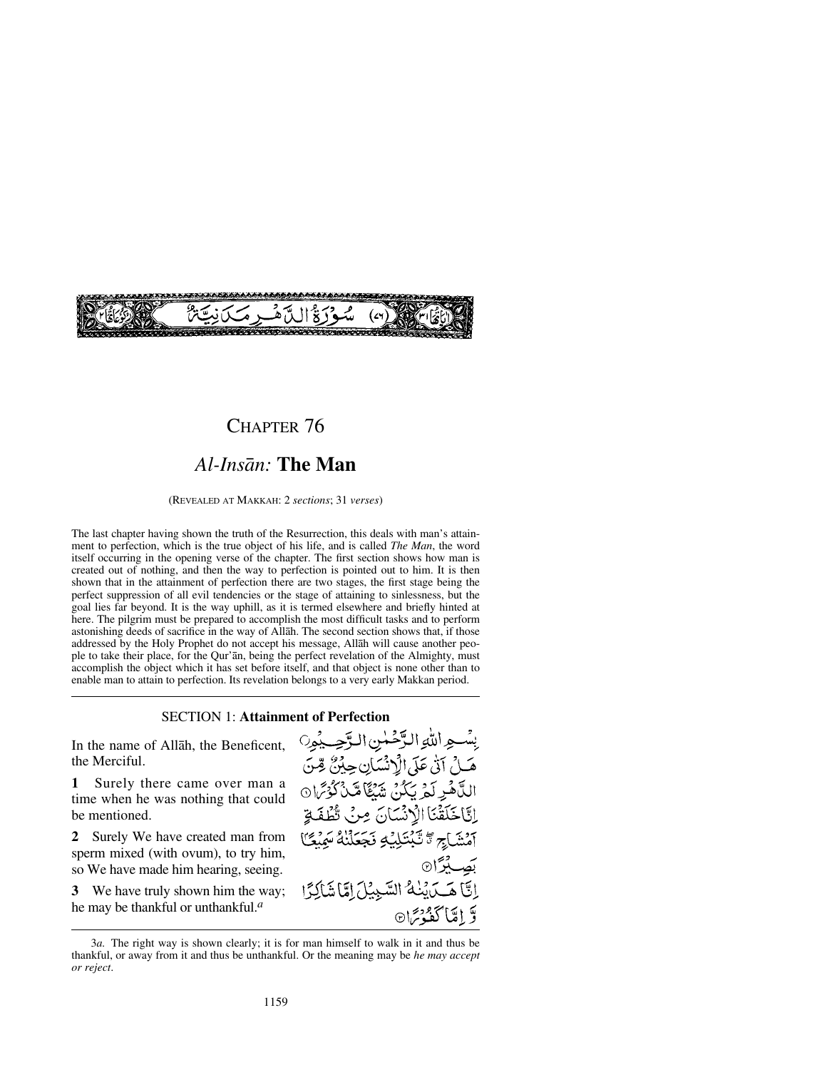سُورَةُ الدَّهْرِ مَدَنِيَّةٌ (٧٦)

# Chapter 76

## *Al-Insān:* The Man

(Revealed at Makkah: 2 *sections*; 31 *verses*)

The last chapter having shown the truth of the Resurrection, this deals with man's attainment to perfection, which is the true object of his life, and is called *The Man*, the word itself occurring in the opening verse of the chapter. The first section shows how man is created out of nothing, and then the way to perfection is pointed out to him. It is then shown that in the attainment of perfection there are two stages, the first stage being the perfect suppression of all evil tendencies or the stage of attaining to sinlessness, but the goal lies far beyond. It is the way uphill, as it is termed elsewhere and briefly hinted at here. The pilgrim must be prepared to accomplish the most difficult tasks and to perform astonishing deeds of sacrifice in the way of Allāh. The second section shows that, if those addressed by the Holy Prophet do not accept his message, Allāh will cause another people to take their place, for the Qur'ān, being the perfect revelation of the Almighty, must accomplish the object which it has set before itself, and that object is none other than to enable man to attain to perfection. Its revelation belongs to a very early Makkan period.

### SECTION 1: Attainment of Perfection

In the name of Allāh, the Beneficent, the Merciful.

بِسْمِ اللّٰهِ الرَّحْمٰنِ الرَّحِيْمِ

**1** Surely there came over man a time when he was nothing that could be mentioned.

هَلْ اَتٰى عَلَى الْاِنْسَانِ حِيْنٌ مِّنَ الدَّهْرِ لَمْ يَكُنْ شَيْئًا مَّذْكُوْرًا ①

**2** Surely We have created man from sperm mixed (with ovum), to try him, so We have made him hearing, seeing.

اِنَّا خَلَقْنَا الْاِنْسَانَ مِنْ نُّطْفَةٍ اَمْشَاجٍ ۖ نَّبْتَلِيْهِ فَجَعَلْنٰهُ سَمِيْعًا بَصِيْرًا ②

**3** We have truly shown him the way; he may be thankful or unthankful.[a]

اِنَّا هَدَيْنٰهُ السَّبِيْلَ اِمَّا شَاكِرًا وَّ اِمَّا كَفُوْرًا ③

3*a.* The right way is shown clearly; it is for man himself to walk in it and thus be thankful, or away from it and thus be unthankful. Or the meaning may be *he may accept or reject*.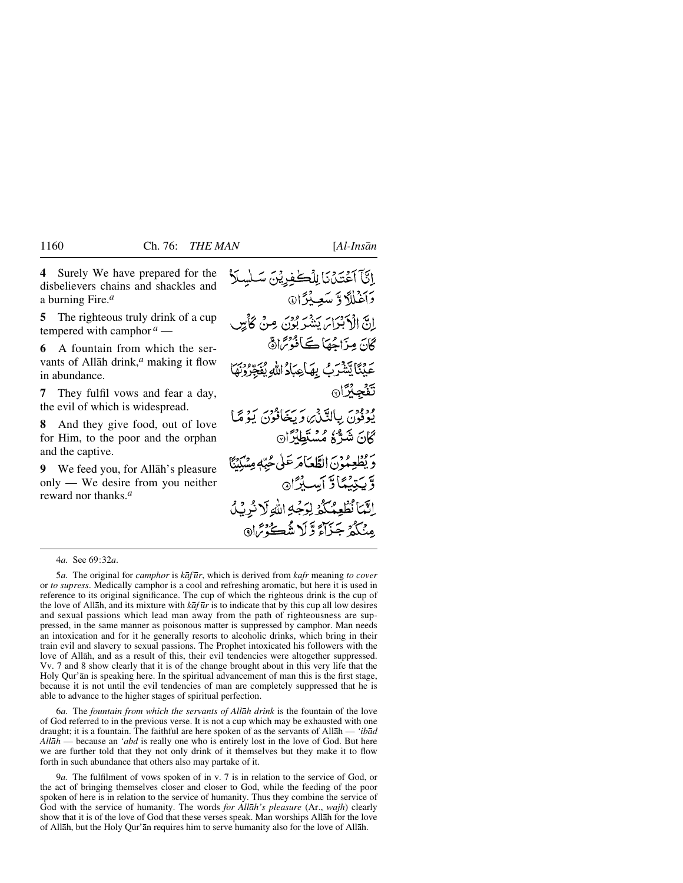**4** Surely We have prepared for the disbelievers chains and shackles and a burning Fire.[a]

إِنَّآ أَعْتَدْنَا لِلْكَٰفِرِينَ سَلَٰسِلَا۟ وَأَغْلَٰلًا وَسَعِيرًا ﴿٤﴾

**5** The righteous truly drink of a cup tempered with camphor[a] —

إِنَّ ٱلْأَبْرَارَ يَشْرَبُونَ مِن كَأْسٍ كَانَ مِزَاجُهَا كَافُورًا ﴿٥﴾

**6** A fountain from which the servants of Allāh drink,[a] making it flow in abundance.

عَيْنًا يَشْرَبُ بِهَا عِبَادُ ٱللَّهِ يُفَجِّرُونَهَا تَفْجِيرًا ﴿٦﴾

**7** They fulfil vows and fear a day, the evil of which is widespread.

يُوفُونَ بِٱلنَّذْرِ وَيَخَافُونَ يَوْمًا كَانَ شَرُّهُۥ مُسْتَطِيرًا ﴿٧﴾

**8** And they give food, out of love for Him, to the poor and the orphan and the captive.

وَيُطْعِمُونَ ٱلطَّعَامَ عَلَىٰ حُبِّهِۦ مِسْكِينًا وَيَتِيمًا وَأَسِيرًا ﴿٨﴾

**9** We feed you, for Allāh's pleasure only — We desire from you neither reward nor thanks.[a]

إِنَّمَا نُطْعِمُكُمْ لِوَجْهِ ٱللَّهِ لَا نُرِيدُ مِنكُمْ جَزَآءً وَلَا شُكُورًا ﴿٩﴾

---

4*a.* See 69:32*a*.

5*a.* The original for *camphor* is *kāfūr*, which is derived from *kafr* meaning *to cover* or *to supress*. Medically camphor is a cool and refreshing aromatic, but here it is used in reference to its original significance. The cup of which the righteous drink is the cup of the love of Allāh, and its mixture with *kāfūr* is to indicate that by this cup all low desires and sexual passions which lead man away from the path of righteousness are suppressed, in the same manner as poisonous matter is suppressed by camphor. Man needs an intoxication and for it he generally resorts to alcoholic drinks, which bring in their train evil and slavery to sexual passions. The Prophet intoxicated his followers with the love of Allāh, and as a result of this, their evil tendencies were altogether suppressed. Vv. 7 and 8 show clearly that it is of the change brought about in this very life that the Holy Qur'ān is speaking here. In the spiritual advancement of man this is the first stage, because it is not until the evil tendencies of man are completely suppressed that he is able to advance to the higher stages of spiritual perfection.

6*a.* The *fountain from which the servants of Allāh drink* is the fountain of the love of God referred to in the previous verse. It is not a cup which may be exhausted with one draught; it is a fountain. The faithful are here spoken of as the servants of Allāh — *'ibād Allāh* — because an *'abd* is really one who is entirely lost in the love of God. But here we are further told that they not only drink of it themselves but they make it to flow forth in such abundance that others also may partake of it.

9*a.* The fulfilment of vows spoken of in v. 7 is in relation to the service of God, or the act of bringing themselves closer and closer to God, while the feeding of the poor spoken of here is in relation to the service of humanity. Thus they combine the service of God with the service of humanity. The words *for Allāh's pleasure* (Ar., *wajh*) clearly show that it is of the love of God that these verses speak. Man worships Allāh for the love of Allāh, but the Holy Qur'ān requires him to serve humanity also for the love of Allāh.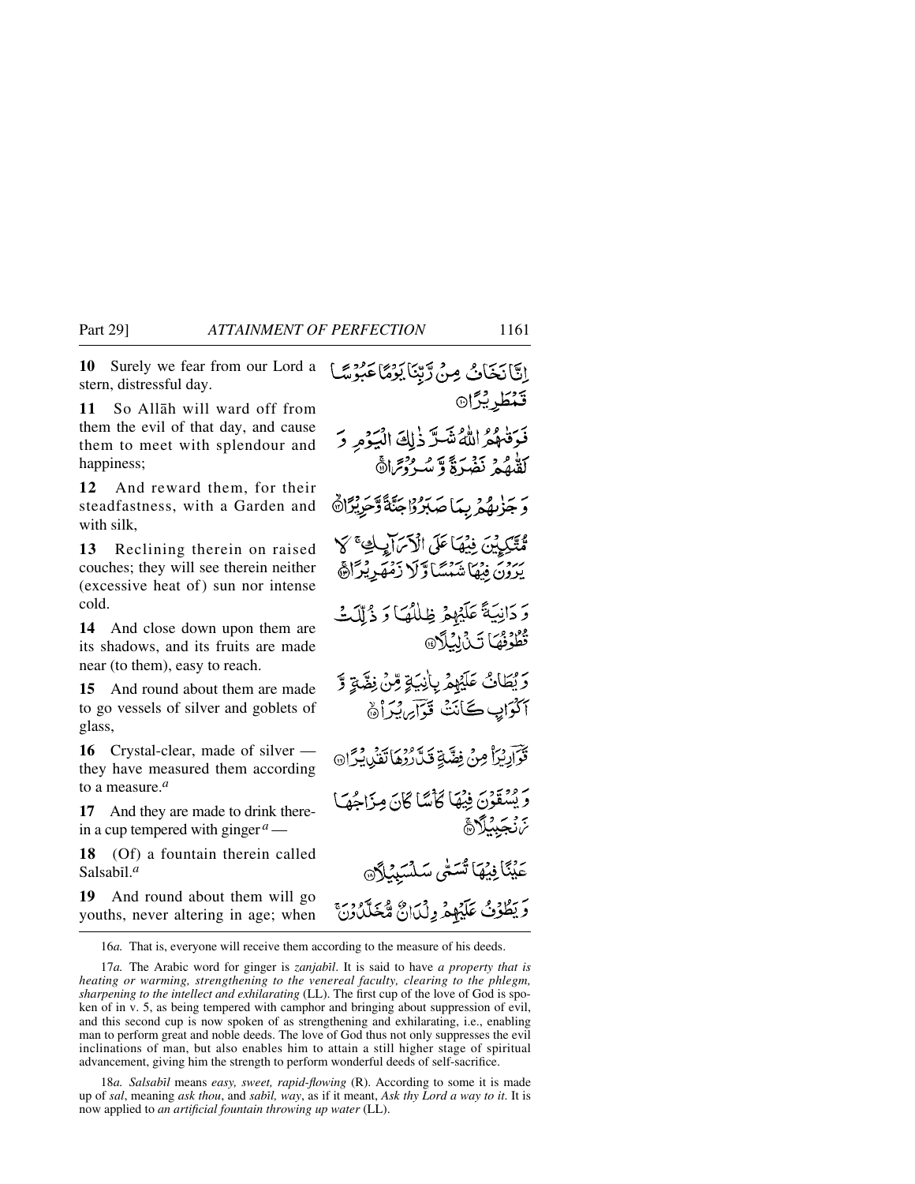**10** Surely we fear from our Lord a stern, distressful day.

إِنَّا نَخَافُ مِن رَّبِّنَا يَوْمًا عَبُوسًا قَمْطَرِيرًا ﴿١٠﴾

**11** So Allāh will ward off from them the evil of that day, and cause them to meet with splendour and happiness;

فَوَقَاهُمُ اللَّهُ شَرَّ ذَٰلِكَ الْيَوْمِ وَلَقَّاهُمْ نَضْرَةً وَسُرُورًا ﴿١١﴾

**12** And reward them, for their steadfastness, with a Garden and with silk,

وَجَزَاهُم بِمَا صَبَرُوا جَنَّةً وَحَرِيرًا ﴿١٢﴾

**13** Reclining therein on raised couches; they will see therein neither (excessive heat of) sun nor intense cold.

مُّتَّكِئِينَ فِيهَا عَلَى الْأَرَائِكِ ۖ لَا يَرَوْنَ فِيهَا شَمْسًا وَلَا زَمْهَرِيرًا ﴿١٣﴾

**14** And close down upon them are its shadows, and its fruits are made near (to them), easy to reach.

وَدَانِيَةً عَلَيْهِمْ ظِلَالُهَا وَذُلِّلَتْ قُطُوفُهَا تَذْلِيلًا ﴿١٤﴾

**15** And round about them are made to go vessels of silver and goblets of glass,

وَيُطَافُ عَلَيْهِم بِآنِيَةٍ مِّن فِضَّةٍ وَأَكْوَابٍ كَانَتْ قَوَارِيرَا ﴿١٥﴾

**16** Crystal-clear, made of silver — they have measured them according to a measure.[a]

قَوَارِيرَ مِن فِضَّةٍ قَدَّرُوهَا تَقْدِيرًا ﴿١٦﴾

**17** And they are made to drink therein a cup tempered with ginger[a] —

وَيُسْقَوْنَ فِيهَا كَأْسًا كَانَ مِزَاجُهَا زَنجَبِيلًا ﴿١٧﴾

**18** (Of) a fountain therein called Salsabīl.[a]

عَيْنًا فِيهَا تُسَمَّىٰ سَلْسَبِيلًا ﴿١٨﴾

**19** And round about them will go youths, never altering in age; when

وَيَطُوفُ عَلَيْهِمْ وِلْدَانٌ مُّخَلَّدُونَ

---

16*a.* That is, everyone will receive them according to the measure of his deeds.

17*a.* The Arabic word for ginger is *zanjabīl*. It is said to have *a property that is heating or warming, strengthening to the venereal faculty, clearing to the phlegm, sharpening to the intellect and exhilarating* (LL). The first cup of the love of God is spoken of in v. 5, as being tempered with camphor and bringing about suppression of evil, and this second cup is now spoken of as strengthening and exhilarating, i.e., enabling man to perform great and noble deeds. The love of God thus not only suppresses the evil inclinations of man, but also enables him to attain a still higher stage of spiritual advancement, giving him the strength to perform wonderful deeds of self-sacrifice.

18*a.* *Salsabīl* means *easy, sweet, rapid-flowing* (R). According to some it is made up of *sal*, meaning *ask thou*, and *sabīl, way*, as if it meant, *Ask thy Lord a way to it*. It is now applied to *an artificial fountain throwing up water* (LL).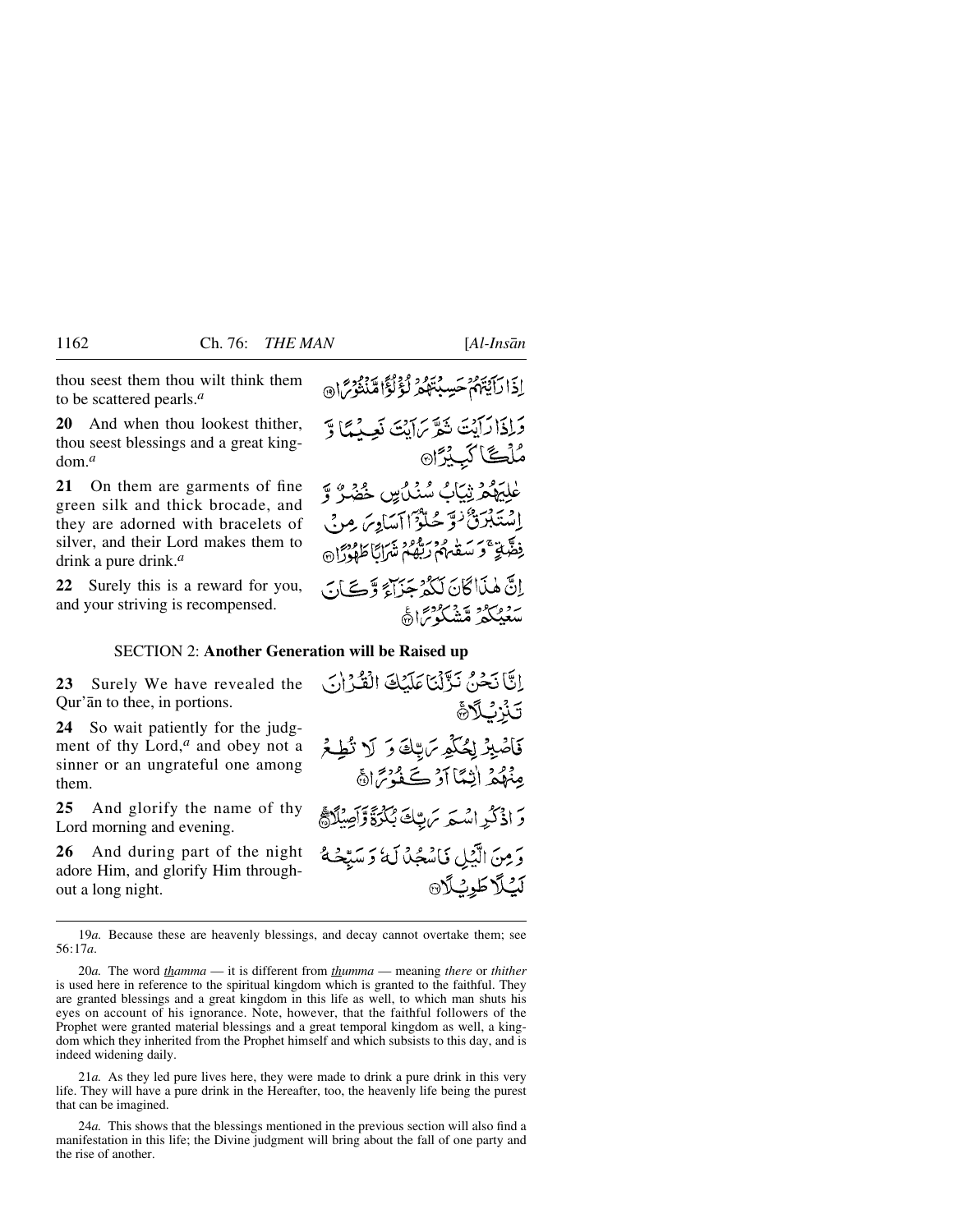thou seest them thou wilt think them to be scattered pearls.[a]

إِذَا رَأَيْتَهُمْ حَسِبْتَهُمْ لُؤْلُؤًا مَّنثُورًا ﴿١٩﴾

**20** And when thou lookest thither, thou seest blessings and a great kingdom.[a]

وَإِذَا رَأَيْتَ ثَمَّ رَأَيْتَ نَعِيمًا وَمُلْكًا كَبِيرًا ﴿٢٠﴾

**21** On them are garments of fine green silk and thick brocade, and they are adorned with bracelets of silver, and their Lord makes them to drink a pure drink.[a]

عَالِيَهُمْ ثِيَابُ سُندُسٍ خُضْرٌ وَإِسْتَبْرَقٌ ۖ وَحُلُّوا أَسَاوِرَ مِن فِضَّةٍ وَسَقَاهُمْ رَبُّهُمْ شَرَابًا طَهُورًا ﴿٢١﴾

**22** Surely this is a reward for you, and your striving is recompensed.

إِنَّ هَٰذَا كَانَ لَكُمْ جَزَاءً وَكَانَ سَعْيُكُم مَّشْكُورًا ﴿٢٢﴾

## SECTION 2: **Another Generation will be Raised up**

**23** Surely We have revealed the Qur'ān to thee, in portions.

إِنَّا نَحْنُ نَزَّلْنَا عَلَيْكَ الْقُرْآنَ تَنزِيلًا ﴿٢٣﴾

**24** So wait patiently for the judgment of thy Lord,[a] and obey not a sinner or an ungrateful one among them.

فَاصْبِرْ لِحُكْمِ رَبِّكَ وَلَا تُطِعْ مِنْهُمْ آثِمًا أَوْ كَفُورًا ﴿٢٤﴾

**25** And glorify the name of thy Lord morning and evening.

وَاذْكُرِ اسْمَ رَبِّكَ بُكْرَةً وَأَصِيلًا ﴿٢٥﴾

**26** And during part of the night adore Him, and glorify Him throughout a long night.

وَمِنَ اللَّيْلِ فَاسْجُدْ لَهُ وَسَبِّحْهُ لَيْلًا طَوِيلًا ﴿٢٦﴾

---

19*a.* Because these are heavenly blessings, and decay cannot overtake them; see 56:17*a*.

20*a.* The word *thamma* — it is different from *thumma* — meaning *there* or *thither* is used here in reference to the spiritual kingdom which is granted to the faithful. They are granted blessings and a great kingdom in this life as well, to which man shuts his eyes on account of his ignorance. Note, however, that the faithful followers of the Prophet were granted material blessings and a great temporal kingdom as well, a kingdom which they inherited from the Prophet himself and which subsists to this day, and is indeed widening daily.

21*a.* As they led pure lives here, they were made to drink a pure drink in this very life. They will have a pure drink in the Hereafter, too, the heavenly life being the purest that can be imagined.

24*a.* This shows that the blessings mentioned in the previous section will also find a manifestation in this life; the Divine judgment will bring about the fall of one party and the rise of another.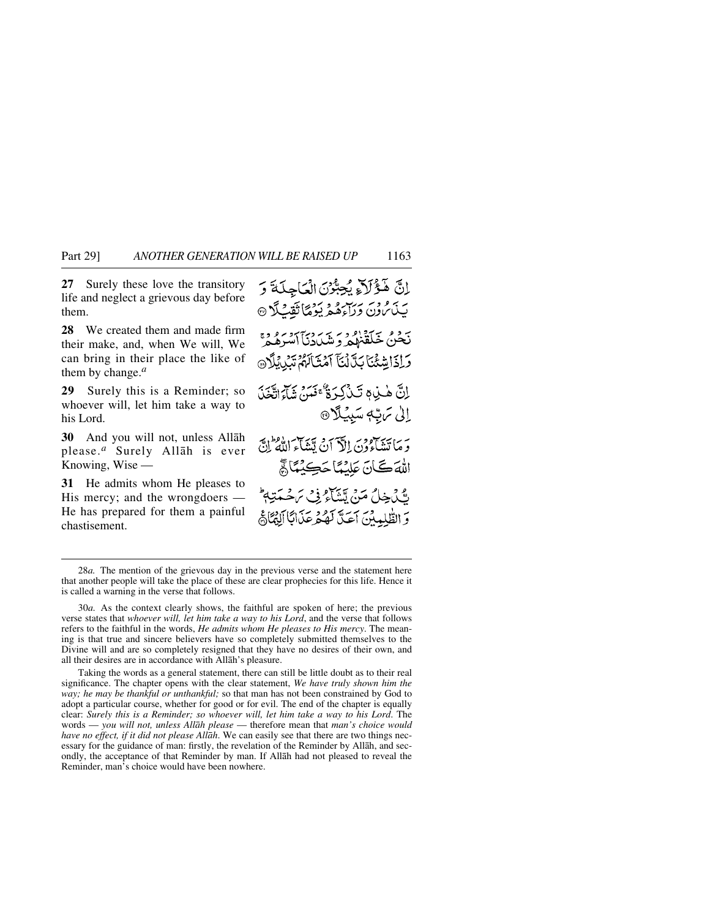**27** Surely these love the transitory life and neglect a grievous day before them.

إِنَّ هَٰؤُلَاءِ يُحِبُّونَ الْعَاجِلَةَ وَيَذَرُونَ وَرَاءَهُمْ يَوْمًا ثَقِيلًا ۝٢٧

**28** We created them and made firm their make, and, when We will, We can bring in their place the like of them by change.[a]

نَحْنُ خَلَقْنَاهُمْ وَشَدَدْنَا أَسْرَهُمْ ۖ وَإِذَا شِئْنَا بَدَّلْنَا أَمْثَالَهُمْ تَبْدِيلًا ۝٢٨

**29** Surely this is a Reminder; so whoever will, let him take a way to his Lord.

إِنَّ هَٰذِهِ تَذْكِرَةٌ ۖ فَمَنْ شَاءَ اتَّخَذَ إِلَىٰ رَبِّهِ سَبِيلًا ۝٢٩

**30** And you will not, unless Allāh please.[a] Surely Allāh is ever Knowing, Wise —

وَمَا تَشَاءُونَ إِلَّا أَنْ يَشَاءَ اللَّهُ ۚ إِنَّ اللَّهَ كَانَ عَلِيمًا حَكِيمًا ۝٣٠

**31** He admits whom He pleases to His mercy; and the wrongdoers — He has prepared for them a painful chastisement.

يُدْخِلُ مَنْ يَشَاءُ فِي رَحْمَتِهِ ۚ وَالظَّالِمِينَ أَعَدَّ لَهُمْ عَذَابًا أَلِيمًا ۝٣١

---

28*a.* The mention of the grievous day in the previous verse and the statement here that another people will take the place of these are clear prophecies for this life. Hence it is called a warning in the verse that follows.

30*a.* As the context clearly shows, the faithful are spoken of here; the previous verse states that *whoever will, let him take a way to his Lord*, and the verse that follows refers to the faithful in the words, *He admits whom He pleases to His mercy*. The meaning is that true and sincere believers have so completely submitted themselves to the Divine will and are so completely resigned that they have no desires of their own, and all their desires are in accordance with Allāh's pleasure.

Taking the words as a general statement, there can still be little doubt as to their real significance. The chapter opens with the clear statement, *We have truly shown him the way; he may be thankful or unthankful;* so that man has not been constrained by God to adopt a particular course, whether for good or for evil. The end of the chapter is equally clear: *Surely this is a Reminder; so whoever will, let him take a way to his Lord*. The words — *you will not, unless Allāh please* — therefore mean that *man's choice would have no effect, if it did not please Allāh*. We can easily see that there are two things necessary for the guidance of man: firstly, the revelation of the Reminder by Allāh, and secondly, the acceptance of that Reminder by man. If Allāh had not pleased to reveal the Reminder, man's choice would have been nowhere.